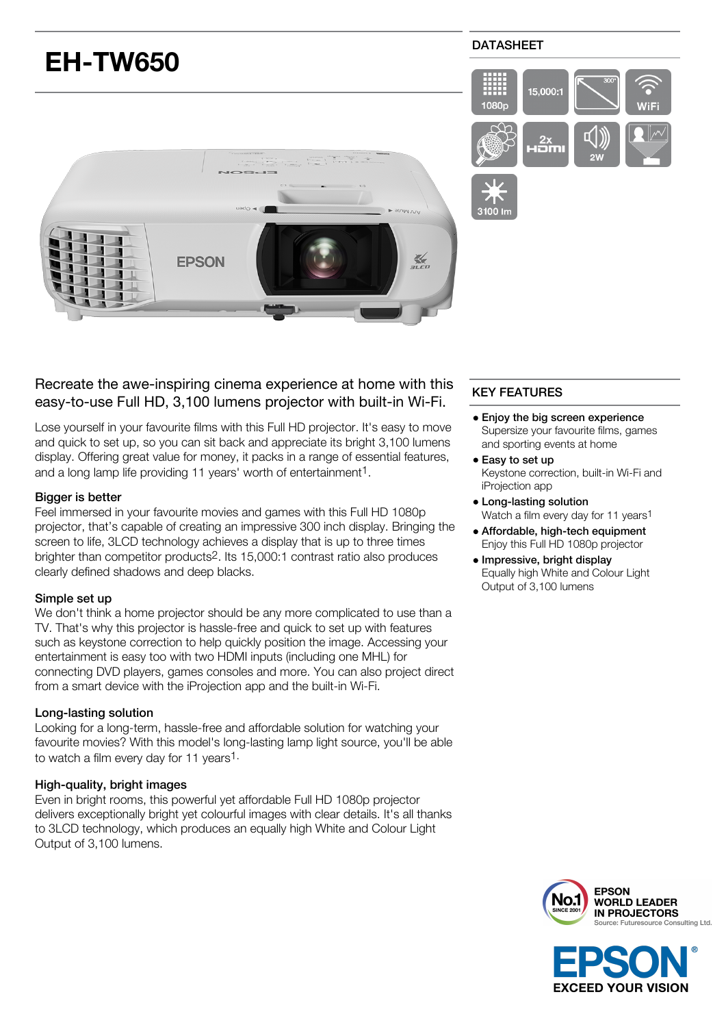# EH-TW650

DATASHEET

1080p | 15,000:1 | 300" | WiFi | 2x HDMI | 2W | 3100 lm

## Recreate the awe-inspiring cinema experience at home with this easy-to-use Full HD, 3,100 lumens projector with built-in Wi-Fi.

Lose yourself in your favourite films with this Full HD projector. It's easy to move and quick to set up, so you can sit back and appreciate its bright 3,100 lumens display. Offering great value for money, it packs in a range of essential features, and a long lamp life providing 11 years' worth of entertainment[1].

### Bigger is better

Feel immersed in your favourite movies and games with this Full HD 1080p projector, that's capable of creating an impressive 300 inch display. Bringing the screen to life, 3LCD technology achieves a display that is up to three times brighter than competitor products[2]. Its 15,000:1 contrast ratio also produces clearly defined shadows and deep blacks.

### Simple set up

We don't think a home projector should be any more complicated to use than a TV. That's why this projector is hassle-free and quick to set up with features such as keystone correction to help quickly position the image. Accessing your entertainment is easy too with two HDMI inputs (including one MHL) for connecting DVD players, games consoles and more. You can also project direct from a smart device with the iProjection app and the built-in Wi-Fi.

### Long-lasting solution

Looking for a long-term, hassle-free and affordable solution for watching your favourite movies? With this model's long-lasting lamp light source, you'll be able to watch a film every day for 11 years[1].

### High-quality, bright images

Even in bright rooms, this powerful yet affordable Full HD 1080p projector delivers exceptionally bright yet colourful images with clear details. It's all thanks to 3LCD technology, which produces an equally high White and Colour Light Output of 3,100 lumens.

## KEY FEATURES

- **Enjoy the big screen experience**
  Supersize your favourite films, games and sporting events at home
- **Easy to set up**
  Keystone correction, built-in Wi-Fi and iProjection app
- **Long-lasting solution**
  Watch a film every day for 11 years[1]
- **Affordable, high-tech equipment**
  Enjoy this Full HD 1080p projector
- **Impressive, bright display**
  Equally high White and Colour Light Output of 3,100 lumens

No.1 SINCE 2001 EPSON WORLD LEADER IN PROJECTORS
Source: Futuresource Consulting Ltd.

EPSON®
EXCEED YOUR VISION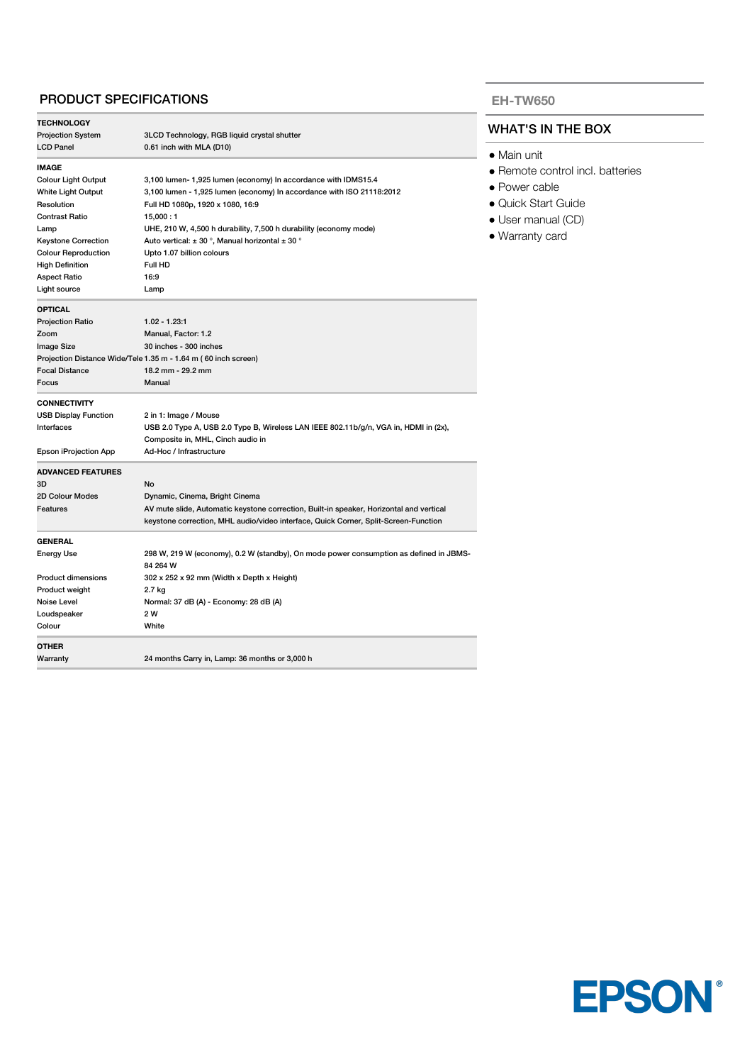## PRODUCT SPECIFICATIONS

| **TECHNOLOGY** | |
|---|---|
| Projection System | 3LCD Technology, RGB liquid crystal shutter |
| LCD Panel | 0.61 inch with MLA (D10) |
| **IMAGE** | |
| Colour Light Output | 3,100 lumen- 1,925 lumen (economy) In accordance with IDMS15.4 |
| White Light Output | 3,100 lumen - 1,925 lumen (economy) In accordance with ISO 21118:2012 |
| Resolution | Full HD 1080p, 1920 x 1080, 16:9 |
| Contrast Ratio | 15,000 : 1 |
| Lamp | UHE, 210 W, 4,500 h durability, 7,500 h durability (economy mode) |
| Keystone Correction | Auto vertical: ± 30 °, Manual horizontal ± 30 ° |
| Colour Reproduction | Upto 1.07 billion colours |
| High Definition | Full HD |
| Aspect Ratio | 16:9 |
| Light source | Lamp |
| **OPTICAL** | |
| Projection Ratio | 1.02 - 1.23:1 |
| Zoom | Manual, Factor: 1.2 |
| Image Size | 30 inches - 300 inches |
| Projection Distance Wide/Tele | 1.35 m - 1.64 m ( 60 inch screen) |
| Focal Distance | 18.2 mm - 29.2 mm |
| Focus | Manual |
| **CONNECTIVITY** | |
| USB Display Function | 2 in 1: Image / Mouse |
| Interfaces | USB 2.0 Type A, USB 2.0 Type B, Wireless LAN IEEE 802.11b/g/n, VGA in, HDMI in (2x), Composite in, MHL, Cinch audio in |
| Epson iProjection App | Ad-Hoc / Infrastructure |
| **ADVANCED FEATURES** | |
| 3D | No |
| 2D Colour Modes | Dynamic, Cinema, Bright Cinema |
| Features | AV mute slide, Automatic keystone correction, Built-in speaker, Horizontal and vertical keystone correction, MHL audio/video interface, Quick Corner, Split-Screen-Function |
| **GENERAL** | |
| Energy Use | 298 W, 219 W (economy), 0.2 W (standby), On mode power consumption as defined in JBMS-84 264 W |
| Product dimensions | 302 x 252 x 92 mm (Width x Depth x Height) |
| Product weight | 2.7 kg |
| Noise Level | Normal: 37 dB (A) - Economy: 28 dB (A) |
| Loudspeaker | 2 W |
| Colour | White |
| **OTHER** | |
| Warranty | 24 months Carry in, Lamp: 36 months or 3,000 h |

## EH-TW650

### WHAT'S IN THE BOX

- Main unit
- Remote control incl. batteries
- Power cable
- Quick Start Guide
- User manual (CD)
- Warranty card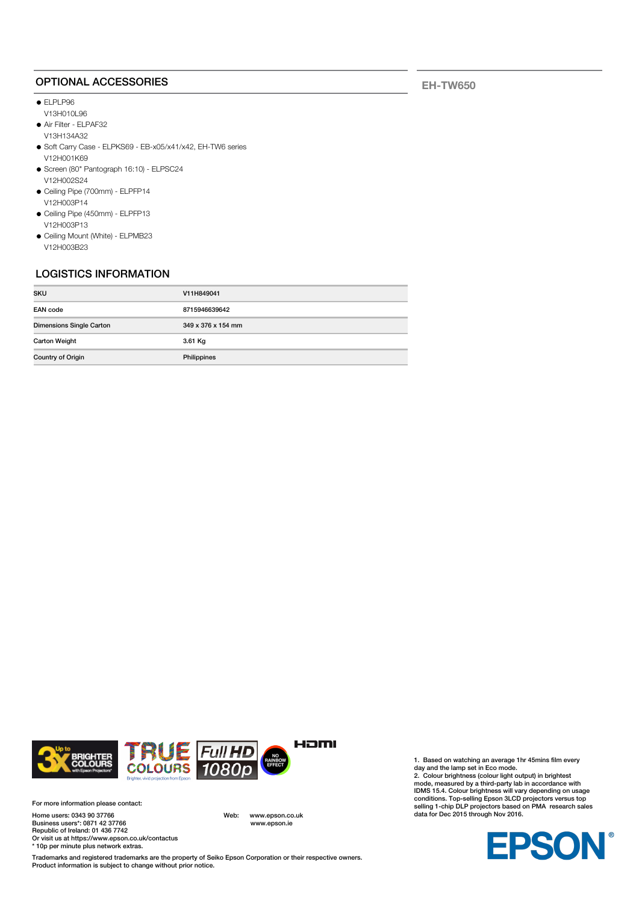## OPTIONAL ACCESSORIES

EH-TW650

- ELPLP96
  V13H010L96
- Air Filter - ELPAF32
  V13H134A32
- Soft Carry Case - ELPKS69 - EB-x05/x41/x42, EH-TW6 series
  V12H001K69
- Screen (80" Pantograph 16:10) - ELPSC24
  V12H002S24
- Ceiling Pipe (700mm) - ELPFP14
  V12H003P14
- Ceiling Pipe (450mm) - ELPFP13
  V12H003P13
- Ceiling Mount (White) - ELPMB23
  V12H003B23

## LOGISTICS INFORMATION

| | |
|---|---|
| SKU | V11H849041 |
| EAN code | 8715946639642 |
| Dimensions Single Carton | 349 x 376 x 154 mm |
| Carton Weight | 3.61 Kg |
| Country of Origin | Philippines |

For more information please contact:

Home users: 0343 90 37766
Business users*: 0871 42 37766
Republic of Ireland: 01 436 7742
Or visit us at https://www.epson.co.uk/contactus
* 10p per minute plus network extras.

Web: www.epson.co.uk
www.epson.ie

Trademarks and registered trademarks are the property of Seiko Epson Corporation or their respective owners.
Product information is subject to change without prior notice.

1. Based on watching an average 1hr 45mins film every day and the lamp set in Eco mode.
2. Colour brightness (colour light output) in brightest mode, measured by a third-party lab in accordance with IDMS 15.4. Colour brightness will vary depending on usage conditions. Top-selling Epson 3LCD projectors versus top selling 1-chip DLP projectors based on PMA research sales data for Dec 2015 through Nov 2016.